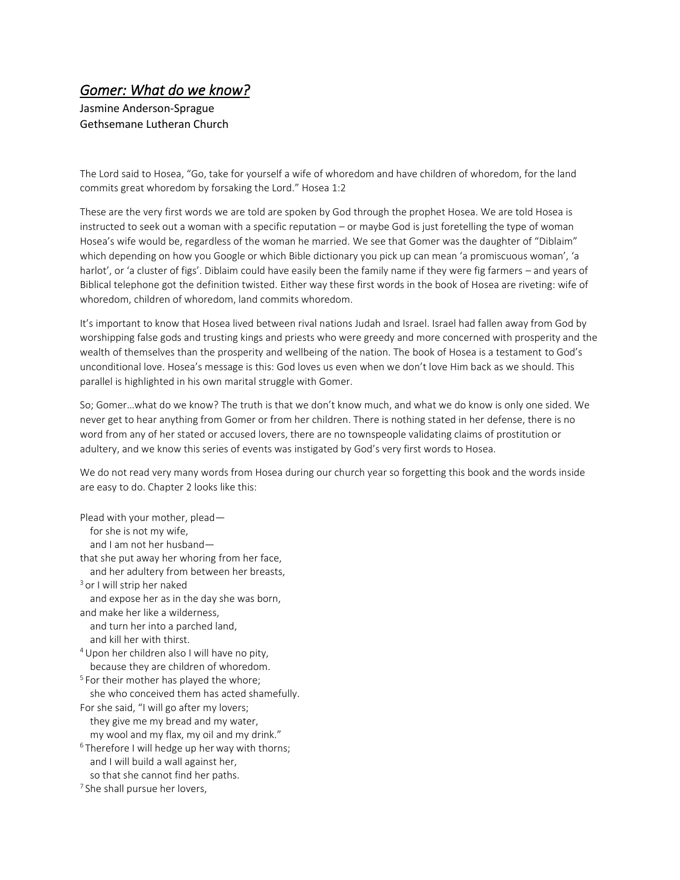# *Gomer: What do we know?*

Jasmine Anderson-Sprague
Gethsemane Lutheran Church

The Lord said to Hosea, "Go, take for yourself a wife of whoredom and have children of whoredom, for the land commits great whoredom by forsaking the Lord." Hosea 1:2

These are the very first words we are told are spoken by God through the prophet Hosea. We are told Hosea is instructed to seek out a woman with a specific reputation – or maybe God is just foretelling the type of woman Hosea's wife would be, regardless of the woman he married. We see that Gomer was the daughter of "Diblaim" which depending on how you Google or which Bible dictionary you pick up can mean 'a promiscuous woman', 'a harlot', or 'a cluster of figs'. Diblaim could have easily been the family name if they were fig farmers – and years of Biblical telephone got the definition twisted. Either way these first words in the book of Hosea are riveting: wife of whoredom, children of whoredom, land commits whoredom.

It's important to know that Hosea lived between rival nations Judah and Israel. Israel had fallen away from God by worshipping false gods and trusting kings and priests who were greedy and more concerned with prosperity and the wealth of themselves than the prosperity and wellbeing of the nation. The book of Hosea is a testament to God's unconditional love. Hosea's message is this: God loves us even when we don't love Him back as we should. This parallel is highlighted in his own marital struggle with Gomer.

So; Gomer…what do we know? The truth is that we don't know much, and what we do know is only one sided. We never get to hear anything from Gomer or from her children. There is nothing stated in her defense, there is no word from any of her stated or accused lovers, there are no townspeople validating claims of prostitution or adultery, and we know this series of events was instigated by God's very first words to Hosea.

We do not read very many words from Hosea during our church year so forgetting this book and the words inside are easy to do. Chapter 2 looks like this:

Plead with your mother, plead—
   for she is not my wife,
   and I am not her husband—
that she put away her whoring from her face,
   and her adultery from between her breasts,
[3] or I will strip her naked
   and expose her as in the day she was born,
and make her like a wilderness,
   and turn her into a parched land,
   and kill her with thirst.
[4] Upon her children also I will have no pity,
   because they are children of whoredom.
[5] For their mother has played the whore;
   she who conceived them has acted shamefully.
For she said, "I will go after my lovers;
   they give me my bread and my water,
   my wool and my flax, my oil and my drink."
[6] Therefore I will hedge up her way with thorns;
   and I will build a wall against her,
   so that she cannot find her paths.
[7] She shall pursue her lovers,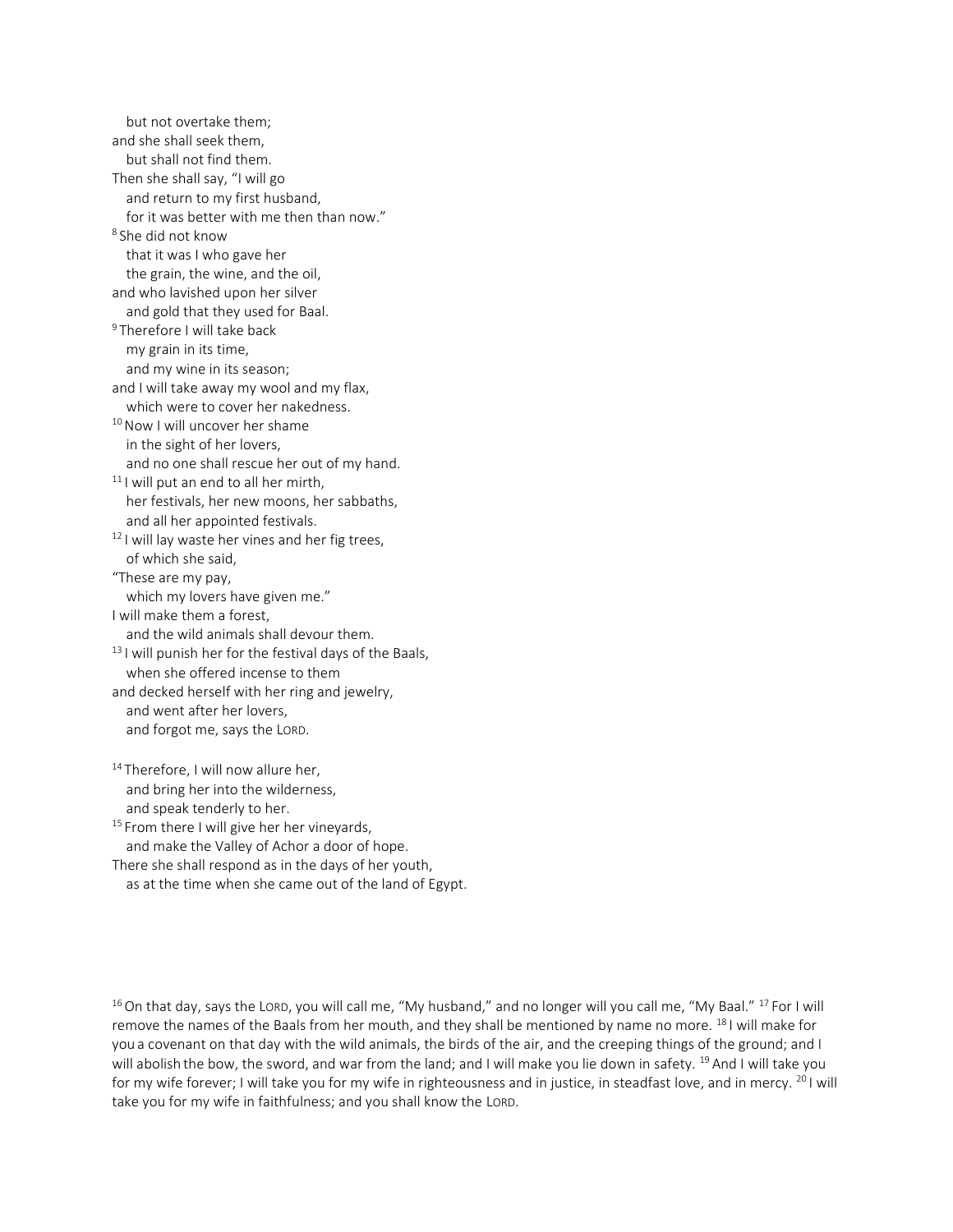but not overtake them;
and she shall seek them,
but shall not find them.
Then she shall say, "I will go
and return to my first husband,
for it was better with me then than now."
[8] She did not know
that it was I who gave her
the grain, the wine, and the oil,
and who lavished upon her silver
and gold that they used for Baal.
[9] Therefore I will take back
my grain in its time,
and my wine in its season;
and I will take away my wool and my flax,
which were to cover her nakedness.
[10] Now I will uncover her shame
in the sight of her lovers,
and no one shall rescue her out of my hand.
[11] I will put an end to all her mirth,
her festivals, her new moons, her sabbaths,
and all her appointed festivals.
[12] I will lay waste her vines and her fig trees,
of which she said,
"These are my pay,
which my lovers have given me."
I will make them a forest,
and the wild animals shall devour them.
[13] I will punish her for the festival days of the Baals,
when she offered incense to them
and decked herself with her ring and jewelry,
and went after her lovers,
and forgot me, says the LORD.

[14] Therefore, I will now allure her,
and bring her into the wilderness,
and speak tenderly to her.
[15] From there I will give her her vineyards,
and make the Valley of Achor a door of hope.
There she shall respond as in the days of her youth,
as at the time when she came out of the land of Egypt.

[16] On that day, says the LORD, you will call me, "My husband," and no longer will you call me, "My Baal." [17] For I will remove the names of the Baals from her mouth, and they shall be mentioned by name no more. [18] I will make for you a covenant on that day with the wild animals, the birds of the air, and the creeping things of the ground; and I will abolish the bow, the sword, and war from the land; and I will make you lie down in safety. [19] And I will take you for my wife forever; I will take you for my wife in righteousness and in justice, in steadfast love, and in mercy. [20] I will take you for my wife in faithfulness; and you shall know the LORD.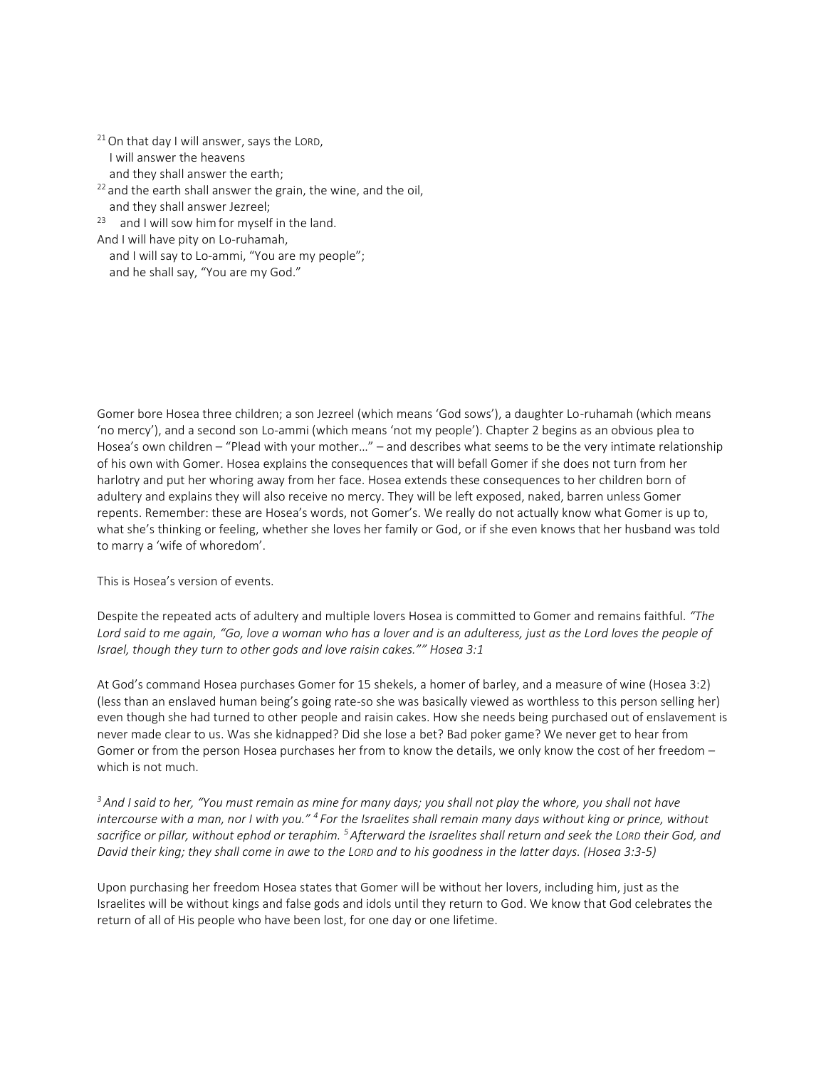[21] On that day I will answer, says the LORD,
I will answer the heavens
and they shall answer the earth;
[22] and the earth shall answer the grain, the wine, and the oil,
and they shall answer Jezreel;
[23] and I will sow him for myself in the land.
And I will have pity on Lo-ruhamah,
and I will say to Lo-ammi, "You are my people";
and he shall say, "You are my God."

Gomer bore Hosea three children; a son Jezreel (which means 'God sows'), a daughter Lo-ruhamah (which means 'no mercy'), and a second son Lo-ammi (which means 'not my people'). Chapter 2 begins as an obvious plea to Hosea's own children – "Plead with your mother…" – and describes what seems to be the very intimate relationship of his own with Gomer. Hosea explains the consequences that will befall Gomer if she does not turn from her harlotry and put her whoring away from her face. Hosea extends these consequences to her children born of adultery and explains they will also receive no mercy. They will be left exposed, naked, barren unless Gomer repents. Remember: these are Hosea's words, not Gomer's. We really do not actually know what Gomer is up to, what she's thinking or feeling, whether she loves her family or God, or if she even knows that her husband was told to marry a 'wife of whoredom'.

This is Hosea's version of events.

Despite the repeated acts of adultery and multiple lovers Hosea is committed to Gomer and remains faithful. *"The Lord said to me again, "Go, love a woman who has a lover and is an adulteress, just as the Lord loves the people of Israel, though they turn to other gods and love raisin cakes."" Hosea 3:1*

At God's command Hosea purchases Gomer for 15 shekels, a homer of barley, and a measure of wine (Hosea 3:2) (less than an enslaved human being's going rate-so she was basically viewed as worthless to this person selling her) even though she had turned to other people and raisin cakes. How she needs being purchased out of enslavement is never made clear to us. Was she kidnapped? Did she lose a bet? Bad poker game? We never get to hear from Gomer or from the person Hosea purchases her from to know the details, we only know the cost of her freedom – which is not much.

*[3] And I said to her, "You must remain as mine for many days; you shall not play the whore, you shall not have intercourse with a man, nor I with you." [4] For the Israelites shall remain many days without king or prince, without sacrifice or pillar, without ephod or teraphim. [5] Afterward the Israelites shall return and seek the LORD their God, and David their king; they shall come in awe to the LORD and to his goodness in the latter days. (Hosea 3:3-5)*

Upon purchasing her freedom Hosea states that Gomer will be without her lovers, including him, just as the Israelites will be without kings and false gods and idols until they return to God. We know that God celebrates the return of all of His people who have been lost, for one day or one lifetime.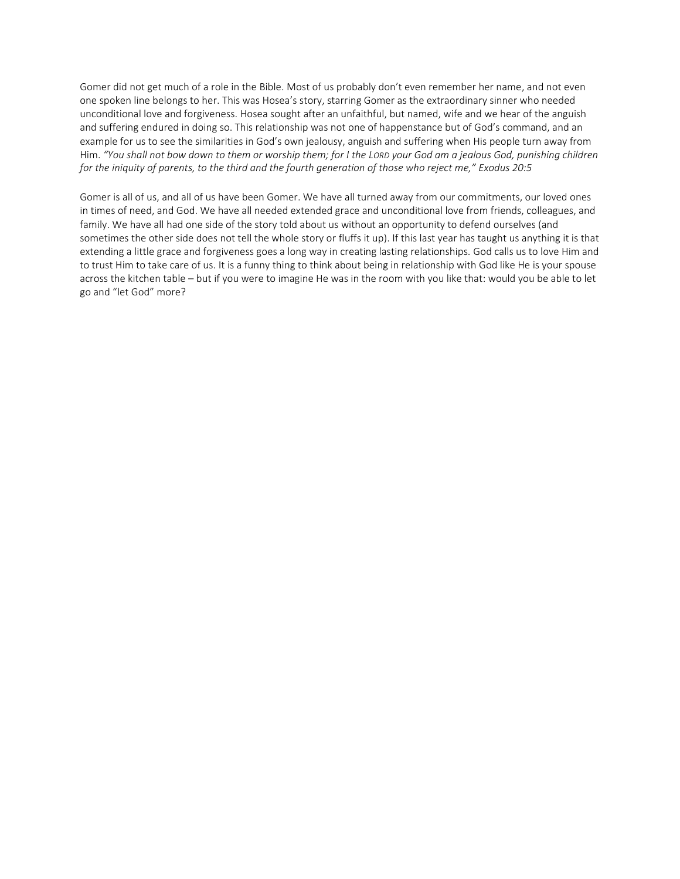Gomer did not get much of a role in the Bible. Most of us probably don't even remember her name, and not even one spoken line belongs to her. This was Hosea's story, starring Gomer as the extraordinary sinner who needed unconditional love and forgiveness. Hosea sought after an unfaithful, but named, wife and we hear of the anguish and suffering endured in doing so. This relationship was not one of happenstance but of God's command, and an example for us to see the similarities in God's own jealousy, anguish and suffering when His people turn away from Him. *"You shall not bow down to them or worship them; for I the LORD your God am a jealous God, punishing children for the iniquity of parents, to the third and the fourth generation of those who reject me," Exodus 20:5*

Gomer is all of us, and all of us have been Gomer. We have all turned away from our commitments, our loved ones in times of need, and God. We have all needed extended grace and unconditional love from friends, colleagues, and family. We have all had one side of the story told about us without an opportunity to defend ourselves (and sometimes the other side does not tell the whole story or fluffs it up). If this last year has taught us anything it is that extending a little grace and forgiveness goes a long way in creating lasting relationships. God calls us to love Him and to trust Him to take care of us. It is a funny thing to think about being in relationship with God like He is your spouse across the kitchen table – but if you were to imagine He was in the room with you like that: would you be able to let go and "let God" more?